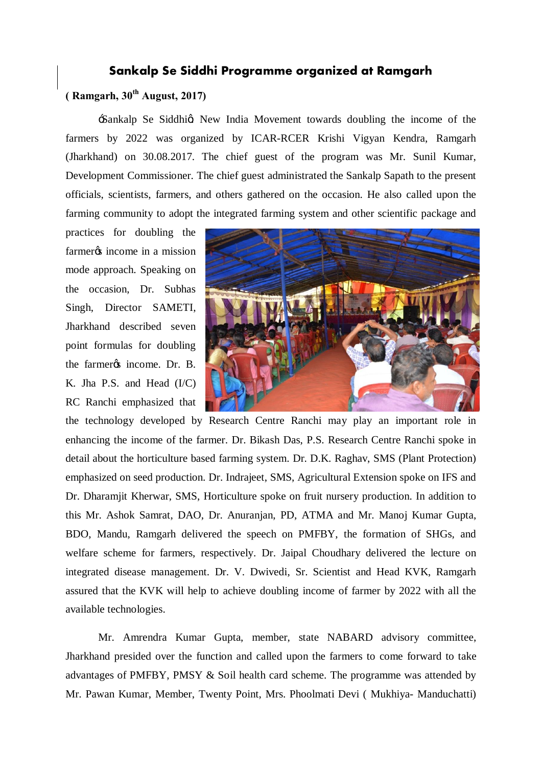# Sankalp Se Siddhi Programme organized at Ramgarh

**( Ramgarh, 30th August, 2017)**

'Sankalp Se Siddhi' New India Movement towards doubling the income of the farmers by 2022 was organized by ICAR-RCER Krishi Vigyan Kendra, Ramgarh (Jharkhand) on 30.08.2017. The chief guest of the program was Mr. Sunil Kumar, Development Commissioner. The chief guest administrated the Sankalp Sapath to the present officials, scientists, farmers, and others gathered on the occasion. He also called upon the farming community to adopt the integrated farming system and other scientific package and practices for doubling the farmer's income in a mission mode approach. Speaking on the occasion, Dr. Subhas Singh, Director SAMETI, Jharkhand described seven point formulas for doubling the farmer's income. Dr. B. K. Jha P.S. and Head (I/C) RC Ranchi emphasized that the technology developed by Research Centre Ranchi may play an important role in enhancing the income of the farmer. Dr. Bikash Das, P.S. Research Centre Ranchi spoke in detail about the horticulture based farming system. Dr. D.K. Raghav, SMS (Plant Protection) emphasized on seed production. Dr. Indrajeet, SMS, Agricultural Extension spoke on IFS and Dr. Dharamjit Kherwar, SMS, Horticulture spoke on fruit nursery production. In addition to this Mr. Ashok Samrat, DAO, Dr. Anuranjan, PD, ATMA and Mr. Manoj Kumar Gupta, BDO, Mandu, Ramgarh delivered the speech on PMFBY, the formation of SHGs, and welfare scheme for farmers, respectively. Dr. Jaipal Choudhary delivered the lecture on integrated disease management. Dr. V. Dwivedi, Sr. Scientist and Head KVK, Ramgarh assured that the KVK will help to achieve doubling income of farmer by 2022 with all the available technologies.

Mr. Amrendra Kumar Gupta, member, state NABARD advisory committee, Jharkhand presided over the function and called upon the farmers to come forward to take advantages of PMFBY, PMSY & Soil health card scheme. The programme was attended by Mr. Pawan Kumar, Member, Twenty Point, Mrs. Phoolmati Devi ( Mukhiya- Manduchatti)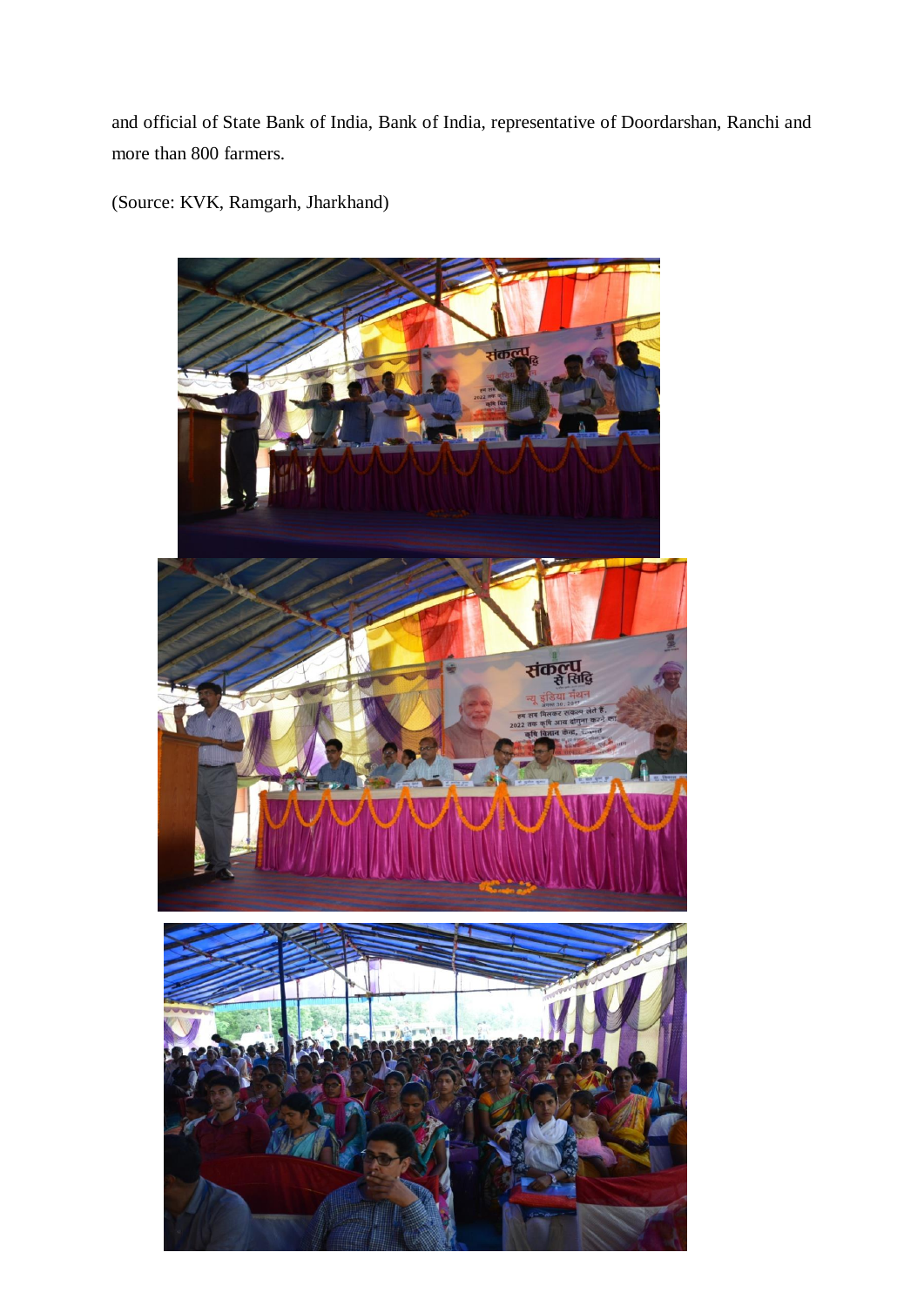and official of State Bank of India, Bank of India, representative of Doordarshan, Ranchi and more than 800 farmers.

(Source: KVK, Ramgarh, Jharkhand)